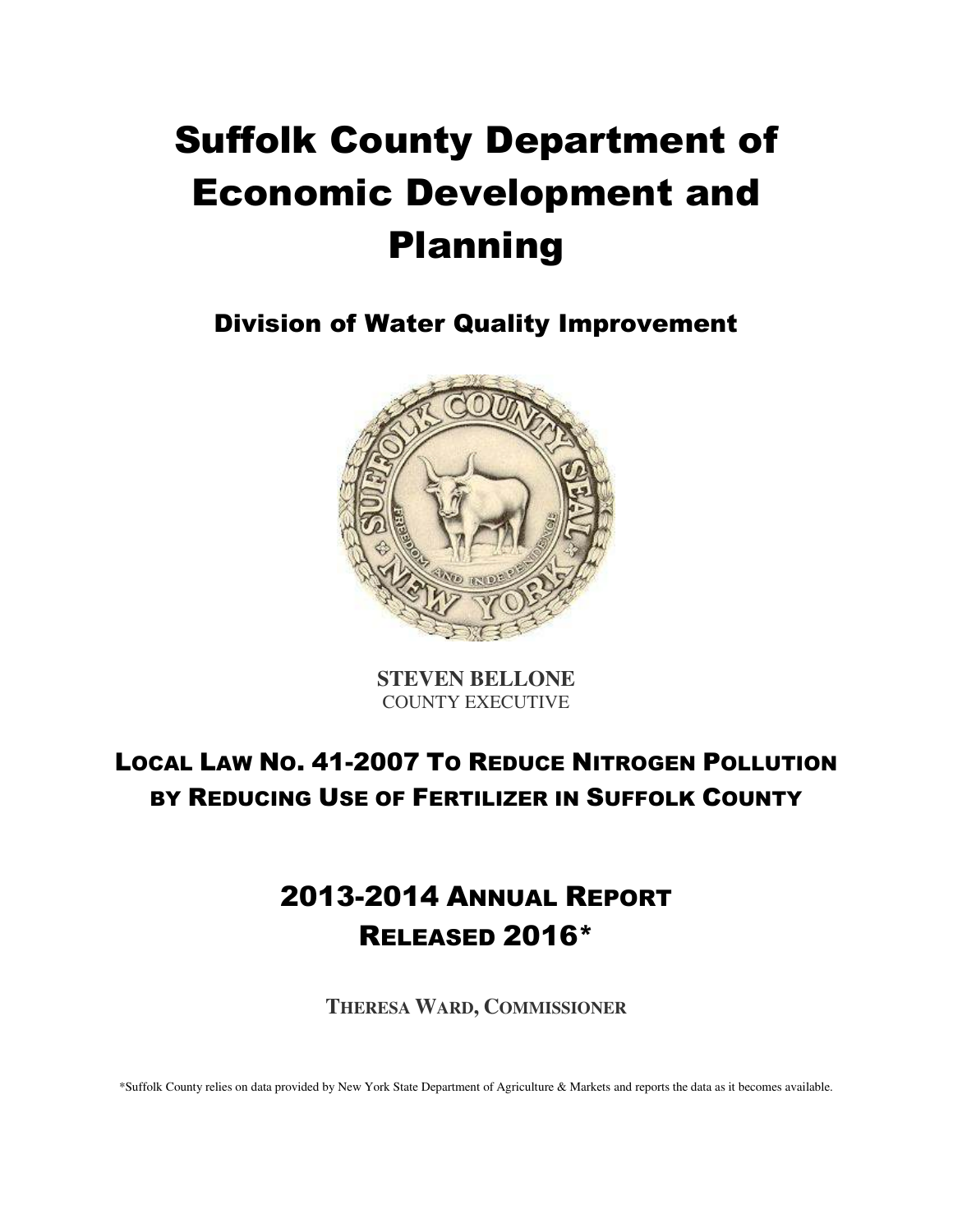# Suffolk County Department of Economic Development and Planning

## Division of Water Quality Improvement

**STEVEN BELLONE**
COUNTY EXECUTIVE

## Local Law No. 41-2007 To Reduce Nitrogen Pollution by Reducing Use of Fertilizer in Suffolk County

## 2013-2014 Annual Report Released 2016*

**Theresa Ward, Commissioner**

*Suffolk County relies on data provided by New York State Department of Agriculture & Markets and reports the data as it becomes available.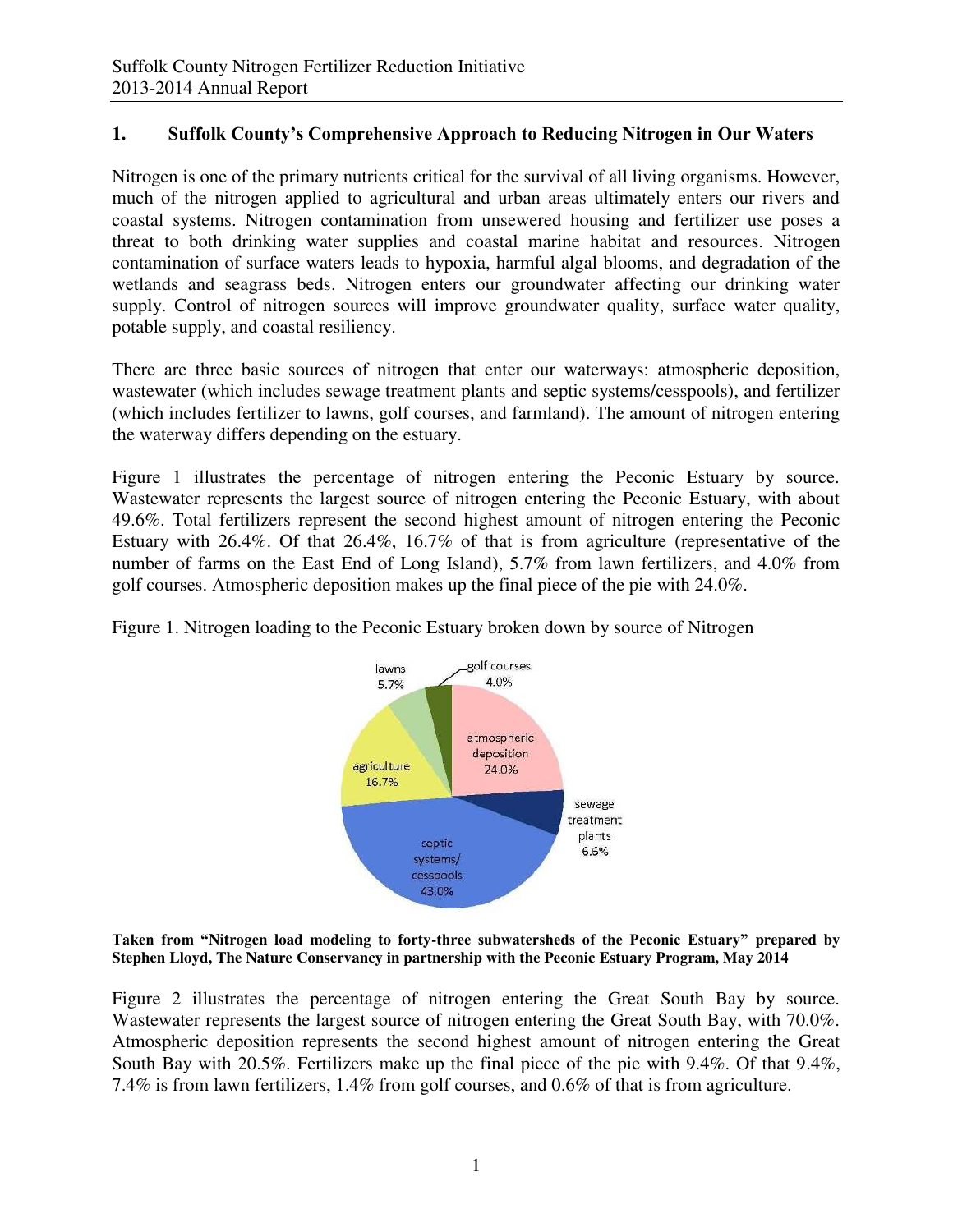## 1. Suffolk County's Comprehensive Approach to Reducing Nitrogen in Our Waters

Nitrogen is one of the primary nutrients critical for the survival of all living organisms. However, much of the nitrogen applied to agricultural and urban areas ultimately enters our rivers and coastal systems. Nitrogen contamination from unsewered housing and fertilizer use poses a threat to both drinking water supplies and coastal marine habitat and resources. Nitrogen contamination of surface waters leads to hypoxia, harmful algal blooms, and degradation of the wetlands and seagrass beds. Nitrogen enters our groundwater affecting our drinking water supply. Control of nitrogen sources will improve groundwater quality, surface water quality, potable supply, and coastal resiliency.

There are three basic sources of nitrogen that enter our waterways: atmospheric deposition, wastewater (which includes sewage treatment plants and septic systems/cesspools), and fertilizer (which includes fertilizer to lawns, golf courses, and farmland). The amount of nitrogen entering the waterway differs depending on the estuary.

Figure 1 illustrates the percentage of nitrogen entering the Peconic Estuary by source. Wastewater represents the largest source of nitrogen entering the Peconic Estuary, with about 49.6%. Total fertilizers represent the second highest amount of nitrogen entering the Peconic Estuary with 26.4%. Of that 26.4%, 16.7% of that is from agriculture (representative of the number of farms on the East End of Long Island), 5.7% from lawn fertilizers, and 4.0% from golf courses. Atmospheric deposition makes up the final piece of the pie with 24.0%.

Figure 1. Nitrogen loading to the Peconic Estuary broken down by source of Nitrogen

| Source | Percentage |
|---|---|
| atmospheric deposition | 24.0% |
| sewage treatment plants | 6.6% |
| septic systems/ cesspools | 43.0% |
| agriculture | 16.7% |
| lawns | 5.7% |
| golf courses | 4.0% |

**Taken from "Nitrogen load modeling to forty-three subwatersheds of the Peconic Estuary" prepared by Stephen Lloyd, The Nature Conservancy in partnership with the Peconic Estuary Program, May 2014**

Figure 2 illustrates the percentage of nitrogen entering the Great South Bay by source. Wastewater represents the largest source of nitrogen entering the Great South Bay, with 70.0%. Atmospheric deposition represents the second highest amount of nitrogen entering the Great South Bay with 20.5%. Fertilizers make up the final piece of the pie with 9.4%. Of that 9.4%, 7.4% is from lawn fertilizers, 1.4% from golf courses, and 0.6% of that is from agriculture.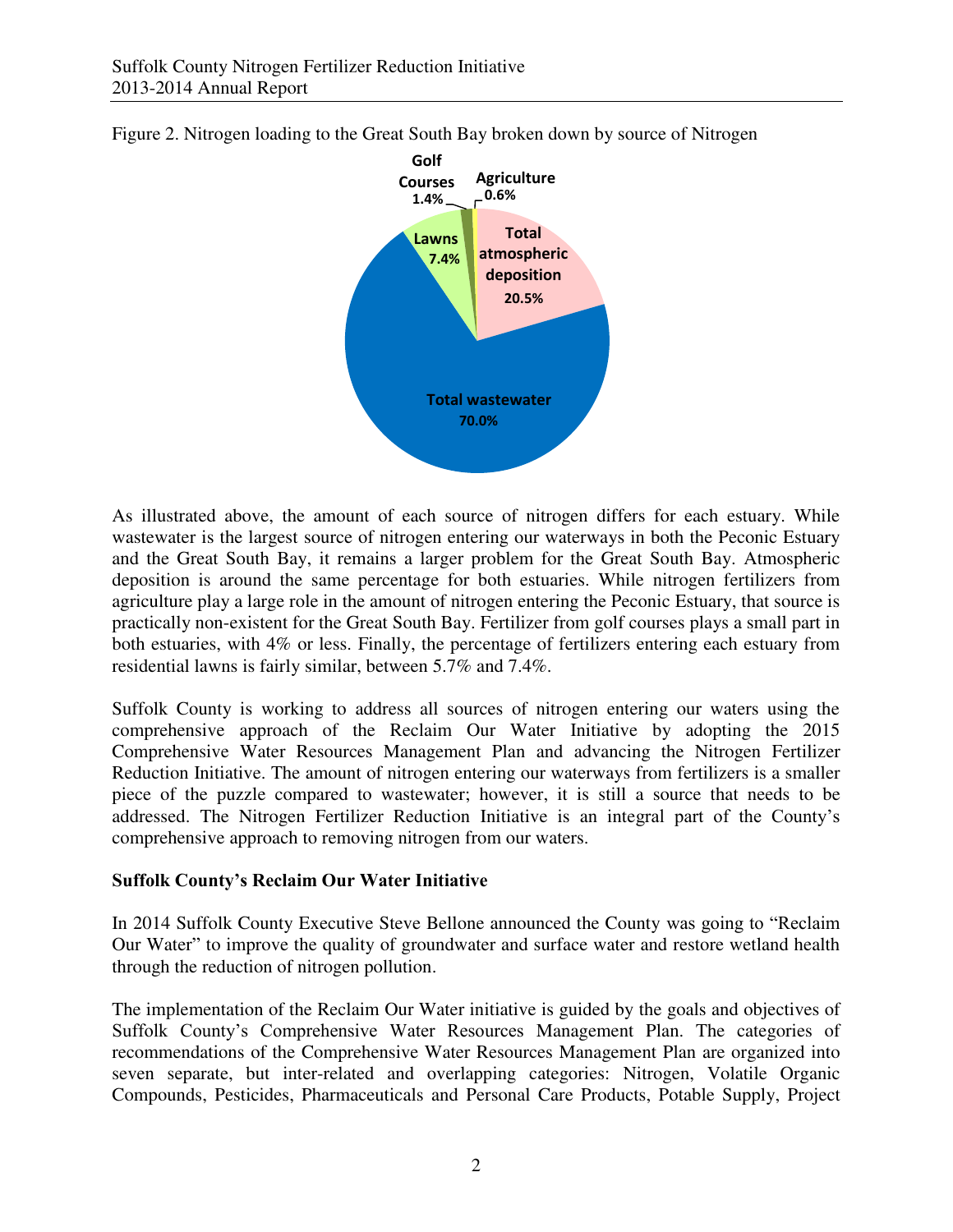Figure 2. Nitrogen loading to the Great South Bay broken down by source of Nitrogen

As illustrated above, the amount of each source of nitrogen differs for each estuary. While wastewater is the largest source of nitrogen entering our waterways in both the Peconic Estuary and the Great South Bay, it remains a larger problem for the Great South Bay. Atmospheric deposition is around the same percentage for both estuaries. While nitrogen fertilizers from agriculture play a large role in the amount of nitrogen entering the Peconic Estuary, that source is practically non-existent for the Great South Bay. Fertilizer from golf courses plays a small part in both estuaries, with 4% or less. Finally, the percentage of fertilizers entering each estuary from residential lawns is fairly similar, between 5.7% and 7.4%.

Suffolk County is working to address all sources of nitrogen entering our waters using the comprehensive approach of the Reclaim Our Water Initiative by adopting the 2015 Comprehensive Water Resources Management Plan and advancing the Nitrogen Fertilizer Reduction Initiative. The amount of nitrogen entering our waterways from fertilizers is a smaller piece of the puzzle compared to wastewater; however, it is still a source that needs to be addressed. The Nitrogen Fertilizer Reduction Initiative is an integral part of the County's comprehensive approach to removing nitrogen from our waters.

**Suffolk County's Reclaim Our Water Initiative**

In 2014 Suffolk County Executive Steve Bellone announced the County was going to "Reclaim Our Water" to improve the quality of groundwater and surface water and restore wetland health through the reduction of nitrogen pollution.

The implementation of the Reclaim Our Water initiative is guided by the goals and objectives of Suffolk County's Comprehensive Water Resources Management Plan. The categories of recommendations of the Comprehensive Water Resources Management Plan are organized into seven separate, but inter-related and overlapping categories: Nitrogen, Volatile Organic Compounds, Pesticides, Pharmaceuticals and Personal Care Products, Potable Supply, Project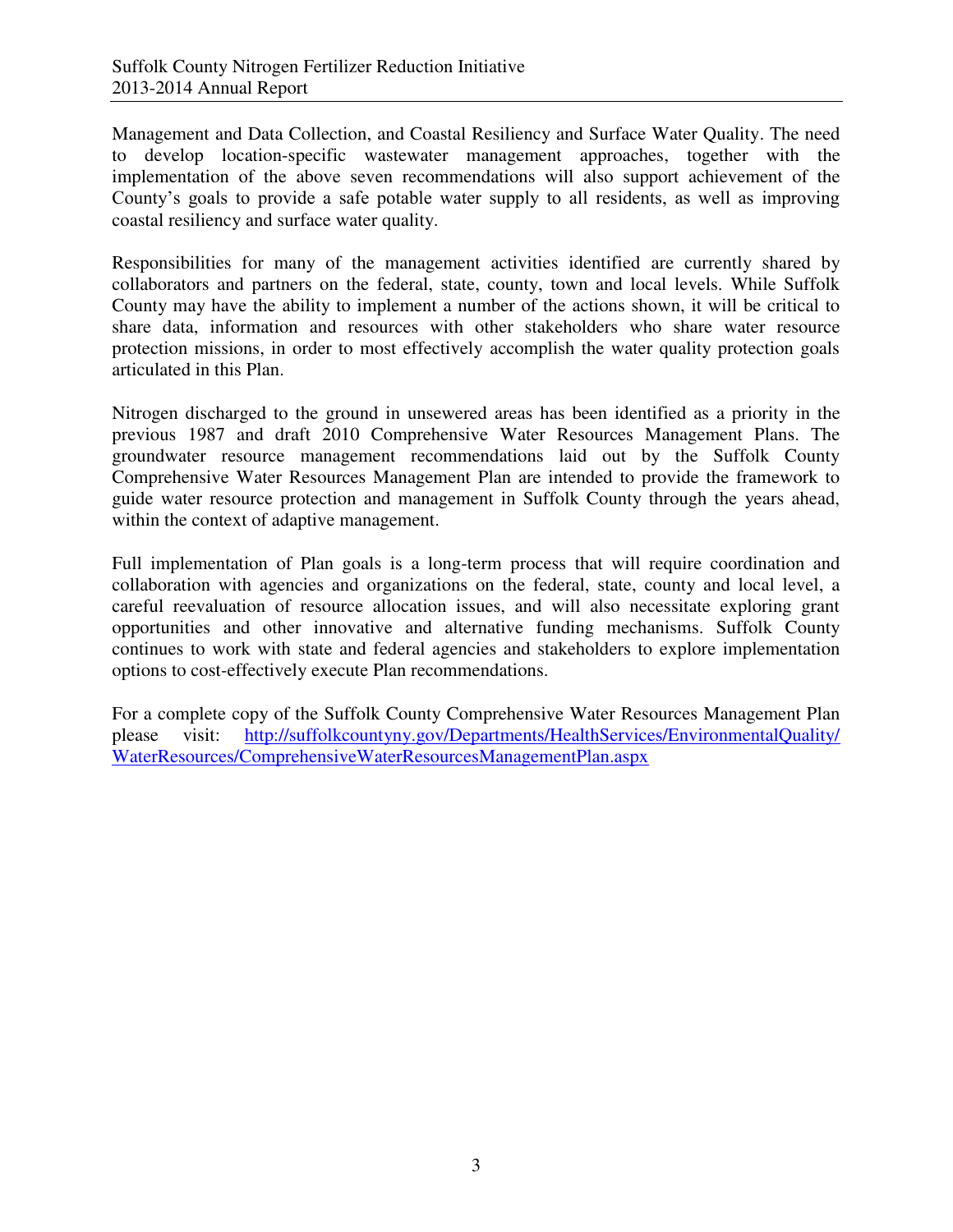Management and Data Collection, and Coastal Resiliency and Surface Water Quality. The need to develop location-specific wastewater management approaches, together with the implementation of the above seven recommendations will also support achievement of the County's goals to provide a safe potable water supply to all residents, as well as improving coastal resiliency and surface water quality.

Responsibilities for many of the management activities identified are currently shared by collaborators and partners on the federal, state, county, town and local levels. While Suffolk County may have the ability to implement a number of the actions shown, it will be critical to share data, information and resources with other stakeholders who share water resource protection missions, in order to most effectively accomplish the water quality protection goals articulated in this Plan.

Nitrogen discharged to the ground in unsewered areas has been identified as a priority in the previous 1987 and draft 2010 Comprehensive Water Resources Management Plans. The groundwater resource management recommendations laid out by the Suffolk County Comprehensive Water Resources Management Plan are intended to provide the framework to guide water resource protection and management in Suffolk County through the years ahead, within the context of adaptive management.

Full implementation of Plan goals is a long-term process that will require coordination and collaboration with agencies and organizations on the federal, state, county and local level, a careful reevaluation of resource allocation issues, and will also necessitate exploring grant opportunities and other innovative and alternative funding mechanisms. Suffolk County continues to work with state and federal agencies and stakeholders to explore implementation options to cost-effectively execute Plan recommendations.

For a complete copy of the Suffolk County Comprehensive Water Resources Management Plan please visit: [http://suffolkcountyny.gov/Departments/HealthServices/EnvironmentalQuality/WaterResources/ComprehensiveWaterResourcesManagementPlan.aspx](http://suffolkcountyny.gov/Departments/HealthServices/EnvironmentalQuality/WaterResources/ComprehensiveWaterResourcesManagementPlan.aspx)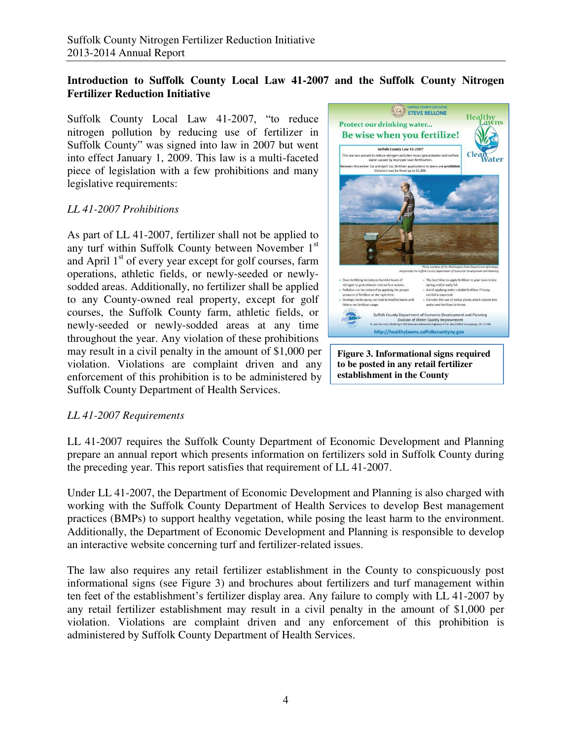## Introduction to Suffolk County Local Law 41-2007 and the Suffolk County Nitrogen Fertilizer Reduction Initiative

Suffolk County Local Law 41-2007, "to reduce nitrogen pollution by reducing use of fertilizer in Suffolk County" was signed into law in 2007 but went into effect January 1, 2009. This law is a multi-faceted piece of legislation with a few prohibitions and many legislative requirements:

*LL 41-2007 Prohibitions*

As part of LL 41-2007, fertilizer shall not be applied to any turf within Suffolk County between November 1st and April 1st of every year except for golf courses, farm operations, athletic fields, or newly-seeded or newly-sodded areas. Additionally, no fertilizer shall be applied to any County-owned real property, except for golf courses, the Suffolk County farm, athletic fields, or newly-seeded or newly-sodded areas at any time throughout the year. Any violation of these prohibitions may result in a civil penalty in the amount of $1,000 per violation. Violations are complaint driven and any enforcement of this prohibition is to be administered by Suffolk County Department of Health Services.

**Figure 3. Informational signs required to be posted in any retail fertilizer establishment in the County**

*LL 41-2007 Requirements*

LL 41-2007 requires the Suffolk County Department of Economic Development and Planning prepare an annual report which presents information on fertilizers sold in Suffolk County during the preceding year. This report satisfies that requirement of LL 41-2007.

Under LL 41-2007, the Department of Economic Development and Planning is also charged with working with the Suffolk County Department of Health Services to develop Best management practices (BMPs) to support healthy vegetation, while posing the least harm to the environment. Additionally, the Department of Economic Development and Planning is responsible to develop an interactive website concerning turf and fertilizer-related issues.

The law also requires any retail fertilizer establishment in the County to conspicuously post informational signs (see Figure 3) and brochures about fertilizers and turf management within ten feet of the establishment's fertilizer display area. Any failure to comply with LL 41-2007 by any retail fertilizer establishment may result in a civil penalty in the amount of $1,000 per violation. Violations are complaint driven and any enforcement of this prohibition is administered by Suffolk County Department of Health Services.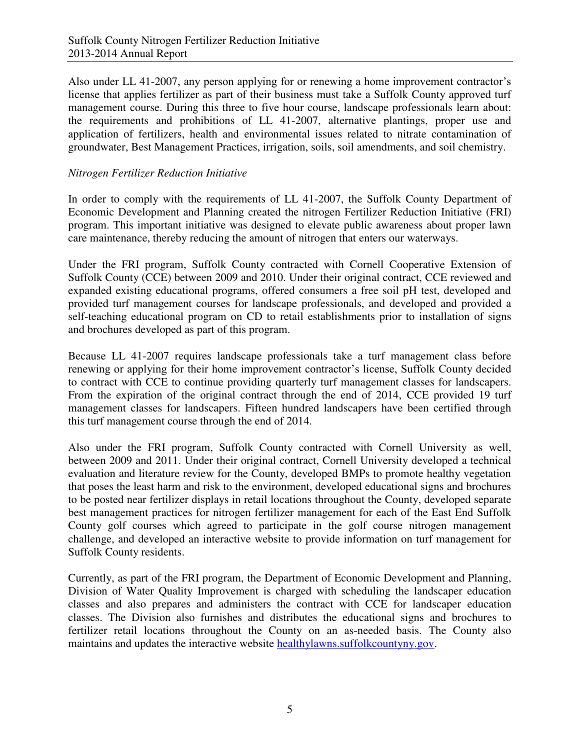Also under LL 41-2007, any person applying for or renewing a home improvement contractor's license that applies fertilizer as part of their business must take a Suffolk County approved turf management course. During this three to five hour course, landscape professionals learn about: the requirements and prohibitions of LL 41-2007, alternative plantings, proper use and application of fertilizers, health and environmental issues related to nitrate contamination of groundwater, Best Management Practices, irrigation, soils, soil amendments, and soil chemistry.

*Nitrogen Fertilizer Reduction Initiative*

In order to comply with the requirements of LL 41-2007, the Suffolk County Department of Economic Development and Planning created the nitrogen Fertilizer Reduction Initiative (FRI) program. This important initiative was designed to elevate public awareness about proper lawn care maintenance, thereby reducing the amount of nitrogen that enters our waterways.

Under the FRI program, Suffolk County contracted with Cornell Cooperative Extension of Suffolk County (CCE) between 2009 and 2010. Under their original contract, CCE reviewed and expanded existing educational programs, offered consumers a free soil pH test, developed and provided turf management courses for landscape professionals, and developed and provided a self-teaching educational program on CD to retail establishments prior to installation of signs and brochures developed as part of this program.

Because LL 41-2007 requires landscape professionals take a turf management class before renewing or applying for their home improvement contractor's license, Suffolk County decided to contract with CCE to continue providing quarterly turf management classes for landscapers. From the expiration of the original contract through the end of 2014, CCE provided 19 turf management classes for landscapers. Fifteen hundred landscapers have been certified through this turf management course through the end of 2014.

Also under the FRI program, Suffolk County contracted with Cornell University as well, between 2009 and 2011. Under their original contract, Cornell University developed a technical evaluation and literature review for the County, developed BMPs to promote healthy vegetation that poses the least harm and risk to the environment, developed educational signs and brochures to be posted near fertilizer displays in retail locations throughout the County, developed separate best management practices for nitrogen fertilizer management for each of the East End Suffolk County golf courses which agreed to participate in the golf course nitrogen management challenge, and developed an interactive website to provide information on turf management for Suffolk County residents.

Currently, as part of the FRI program, the Department of Economic Development and Planning, Division of Water Quality Improvement is charged with scheduling the landscaper education classes and also prepares and administers the contract with CCE for landscaper education classes. The Division also furnishes and distributes the educational signs and brochures to fertilizer retail locations throughout the County on an as-needed basis. The County also maintains and updates the interactive website [healthylawns.suffolkcountyny.gov](healthylawns.suffolkcountyny.gov).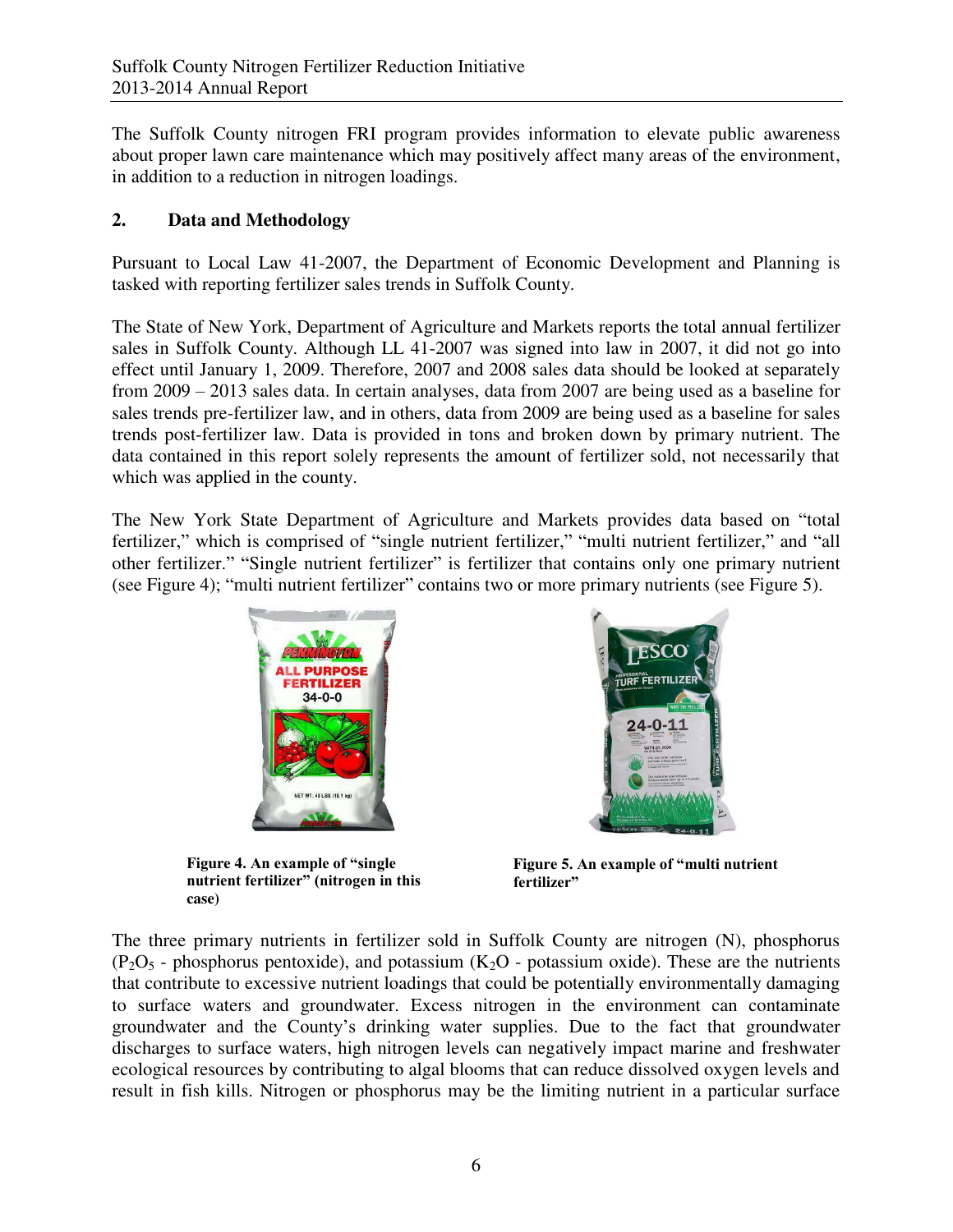The Suffolk County nitrogen FRI program provides information to elevate public awareness about proper lawn care maintenance which may positively affect many areas of the environment, in addition to a reduction in nitrogen loadings.

## 2. Data and Methodology

Pursuant to Local Law 41-2007, the Department of Economic Development and Planning is tasked with reporting fertilizer sales trends in Suffolk County.

The State of New York, Department of Agriculture and Markets reports the total annual fertilizer sales in Suffolk County. Although LL 41-2007 was signed into law in 2007, it did not go into effect until January 1, 2009. Therefore, 2007 and 2008 sales data should be looked at separately from 2009 – 2013 sales data. In certain analyses, data from 2007 are being used as a baseline for sales trends pre-fertilizer law, and in others, data from 2009 are being used as a baseline for sales trends post-fertilizer law. Data is provided in tons and broken down by primary nutrient. The data contained in this report solely represents the amount of fertilizer sold, not necessarily that which was applied in the county.

The New York State Department of Agriculture and Markets provides data based on "total fertilizer," which is comprised of "single nutrient fertilizer," "multi nutrient fertilizer," and "all other fertilizer." "Single nutrient fertilizer" is fertilizer that contains only one primary nutrient (see Figure 4); "multi nutrient fertilizer" contains two or more primary nutrients (see Figure 5).

**Figure 4. An example of "single nutrient fertilizer" (nitrogen in this case)**

**Figure 5. An example of "multi nutrient fertilizer"**

The three primary nutrients in fertilizer sold in Suffolk County are nitrogen (N), phosphorus ($P_2O_5$ - phosphorus pentoxide), and potassium ($K_2O$ - potassium oxide). These are the nutrients that contribute to excessive nutrient loadings that could be potentially environmentally damaging to surface waters and groundwater. Excess nitrogen in the environment can contaminate groundwater and the County's drinking water supplies. Due to the fact that groundwater discharges to surface waters, high nitrogen levels can negatively impact marine and freshwater ecological resources by contributing to algal blooms that can reduce dissolved oxygen levels and result in fish kills. Nitrogen or phosphorus may be the limiting nutrient in a particular surface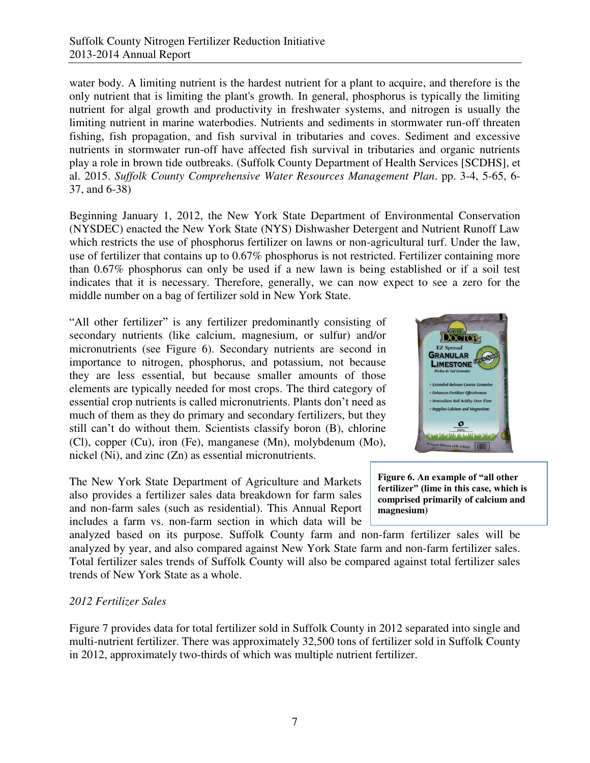water body. A limiting nutrient is the hardest nutrient for a plant to acquire, and therefore is the only nutrient that is limiting the plant's growth. In general, phosphorus is typically the limiting nutrient for algal growth and productivity in freshwater systems, and nitrogen is usually the limiting nutrient in marine waterbodies. Nutrients and sediments in stormwater run-off threaten fishing, fish propagation, and fish survival in tributaries and coves. Sediment and excessive nutrients in stormwater run-off have affected fish survival in tributaries and organic nutrients play a role in brown tide outbreaks. (Suffolk County Department of Health Services [SCDHS], et al. 2015. *Suffolk County Comprehensive Water Resources Management Plan*. pp. 3-4, 5-65, 6-37, and 6-38)

Beginning January 1, 2012, the New York State Department of Environmental Conservation (NYSDEC) enacted the New York State (NYS) Dishwasher Detergent and Nutrient Runoff Law which restricts the use of phosphorus fertilizer on lawns or non-agricultural turf. Under the law, use of fertilizer that contains up to 0.67% phosphorus is not restricted. Fertilizer containing more than 0.67% phosphorus can only be used if a new lawn is being established or if a soil test indicates that it is necessary. Therefore, generally, we can now expect to see a zero for the middle number on a bag of fertilizer sold in New York State.

"All other fertilizer" is any fertilizer predominantly consisting of secondary nutrients (like calcium, magnesium, or sulfur) and/or micronutrients (see Figure 6). Secondary nutrients are second in importance to nitrogen, phosphorus, and potassium, not because they are less essential, but because smaller amounts of those elements are typically needed for most crops. The third category of essential crop nutrients is called micronutrients. Plants don't need as much of them as they do primary and secondary fertilizers, but they still can't do without them. Scientists classify boron (B), chlorine (Cl), copper (Cu), iron (Fe), manganese (Mn), molybdenum (Mo), nickel (Ni), and zinc (Zn) as essential micronutrients.

**Figure 6. An example of "all other fertilizer" (lime in this case, which is comprised primarily of calcium and magnesium)**

The New York State Department of Agriculture and Markets also provides a fertilizer sales data breakdown for farm sales and non-farm sales (such as residential). This Annual Report includes a farm vs. non-farm section in which data will be analyzed based on its purpose. Suffolk County farm and non-farm fertilizer sales will be analyzed by year, and also compared against New York State farm and non-farm fertilizer sales. Total fertilizer sales trends of Suffolk County will also be compared against total fertilizer sales trends of New York State as a whole.

*2012 Fertilizer Sales*

Figure 7 provides data for total fertilizer sold in Suffolk County in 2012 separated into single and multi-nutrient fertilizer. There was approximately 32,500 tons of fertilizer sold in Suffolk County in 2012, approximately two-thirds of which was multiple nutrient fertilizer.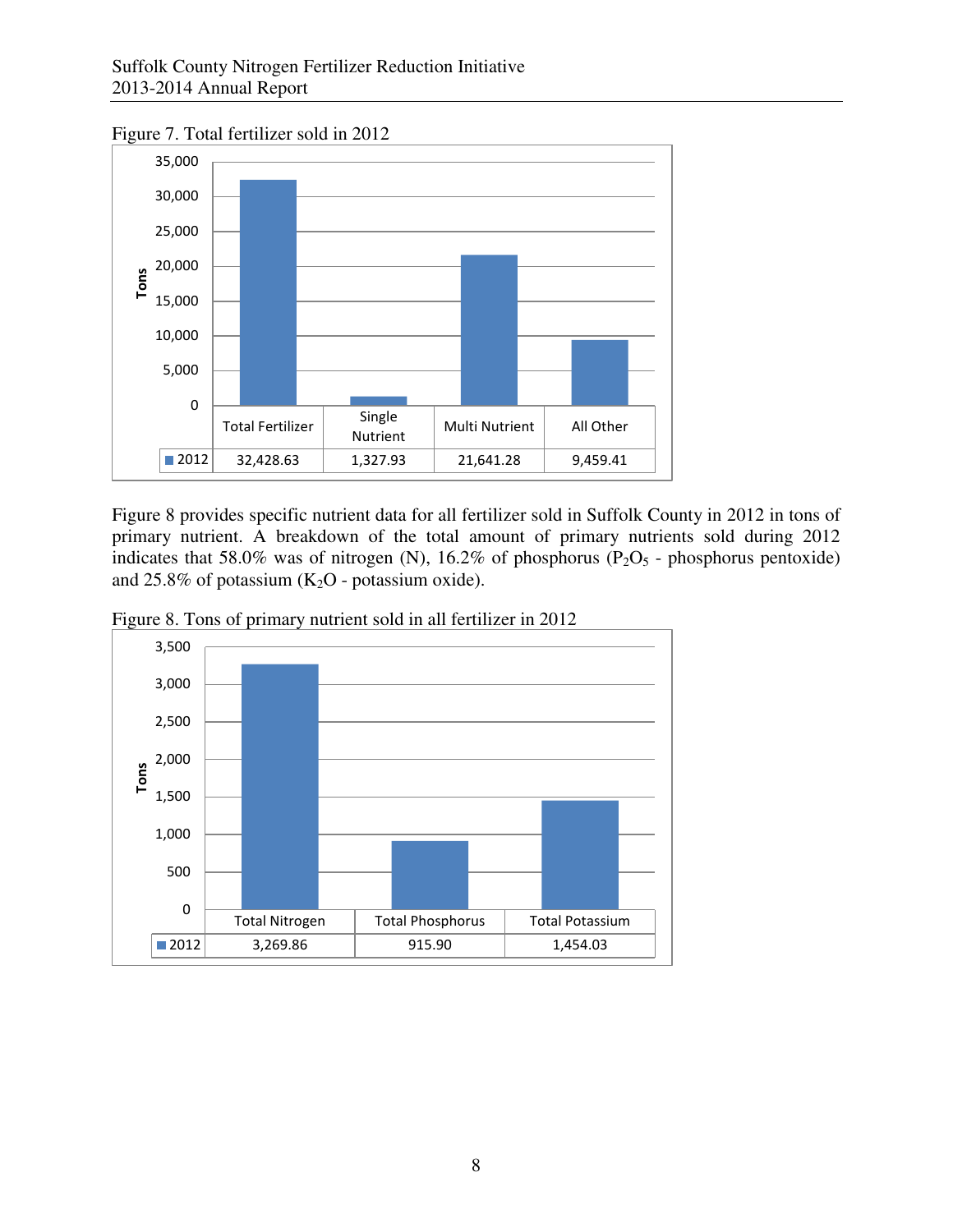Figure 7. Total fertilizer sold in 2012

| | Total Fertilizer | Single Nutrient | Multi Nutrient | All Other |
|---|---|---|---|---|
| 2012 | 32,428.63 | 1,327.93 | 21,641.28 | 9,459.41 |

Figure 8 provides specific nutrient data for all fertilizer sold in Suffolk County in 2012 in tons of primary nutrient. A breakdown of the total amount of primary nutrients sold during 2012 indicates that 58.0% was of nitrogen (N), 16.2% of phosphorus ($P_2O_5$ - phosphorus pentoxide) and 25.8% of potassium ($K_2O$ - potassium oxide).

Figure 8. Tons of primary nutrient sold in all fertilizer in 2012

| | Total Nitrogen | Total Phosphorus | Total Potassium |
|---|---|---|---|
| 2012 | 3,269.86 | 915.90 | 1,454.03 |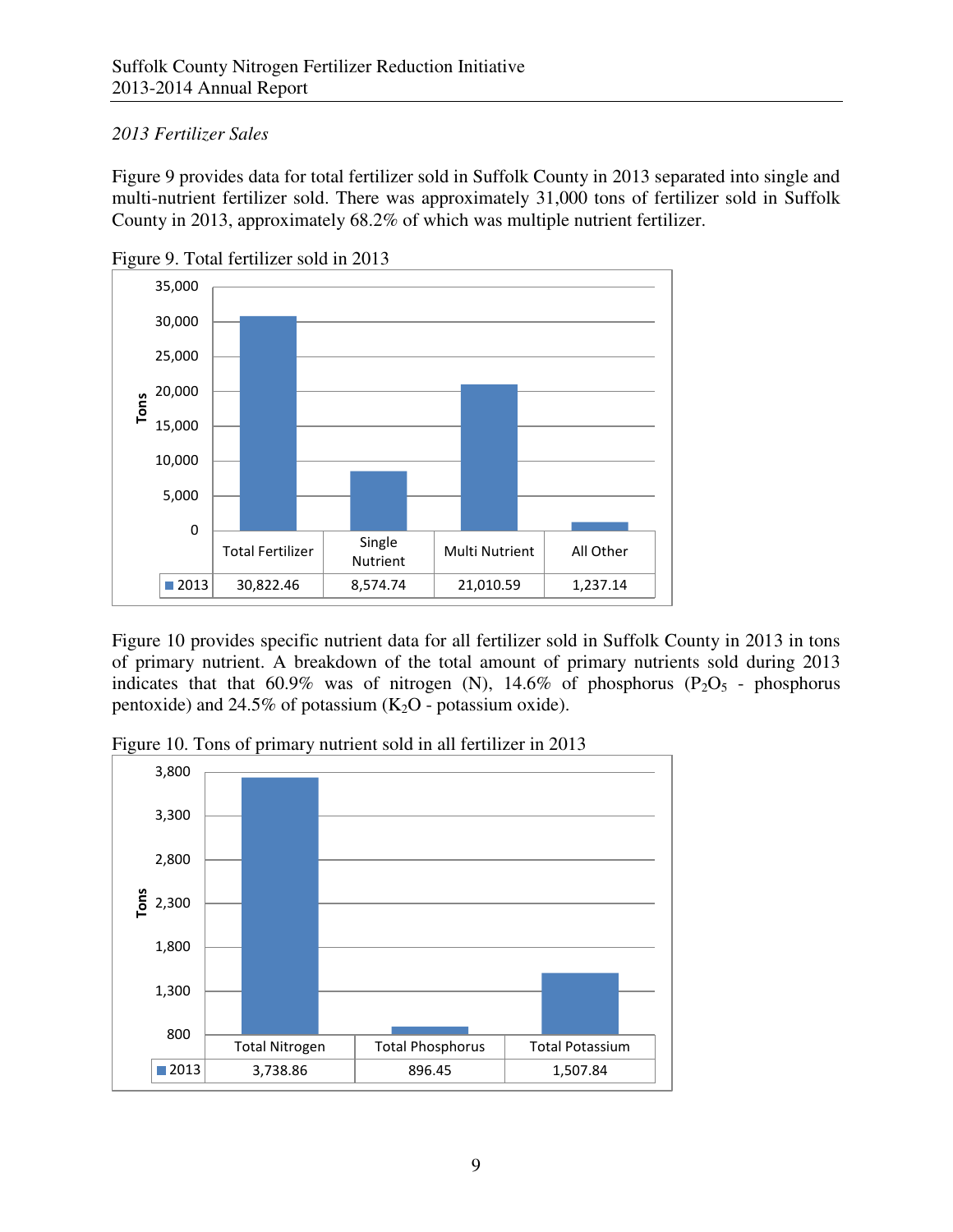*2013 Fertilizer Sales*

Figure 9 provides data for total fertilizer sold in Suffolk County in 2013 separated into single and multi-nutrient fertilizer sold. There was approximately 31,000 tons of fertilizer sold in Suffolk County in 2013, approximately 68.2% of which was multiple nutrient fertilizer.

Figure 9. Total fertilizer sold in 2013

| | Total Fertilizer | Single Nutrient | Multi Nutrient | All Other |
|---|---|---|---|---|
| 2013 | 30,822.46 | 8,574.74 | 21,010.59 | 1,237.14 |

Figure 10 provides specific nutrient data for all fertilizer sold in Suffolk County in 2013 in tons of primary nutrient. A breakdown of the total amount of primary nutrients sold during 2013 indicates that that 60.9% was of nitrogen (N), 14.6% of phosphorus ($P_2O_5$ - phosphorus pentoxide) and 24.5% of potassium ($K_2O$ - potassium oxide).

Figure 10. Tons of primary nutrient sold in all fertilizer in 2013

| | Total Nitrogen | Total Phosphorus | Total Potassium |
|---|---|---|---|
| 2013 | 3,738.86 | 896.45 | 1,507.84 |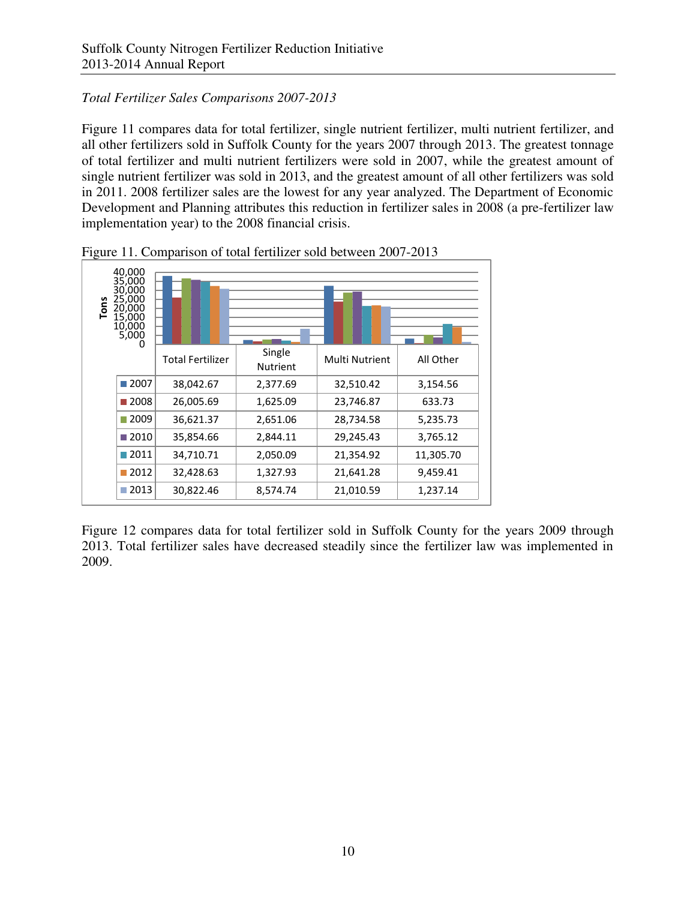*Total Fertilizer Sales Comparisons 2007-2013*

Figure 11 compares data for total fertilizer, single nutrient fertilizer, multi nutrient fertilizer, and all other fertilizers sold in Suffolk County for the years 2007 through 2013. The greatest tonnage of total fertilizer and multi nutrient fertilizers were sold in 2007, while the greatest amount of single nutrient fertilizer was sold in 2013, and the greatest amount of all other fertilizers was sold in 2011. 2008 fertilizer sales are the lowest for any year analyzed. The Department of Economic Development and Planning attributes this reduction in fertilizer sales in 2008 (a pre-fertilizer law implementation year) to the 2008 financial crisis.

Figure 11. Comparison of total fertilizer sold between 2007-2013

| | Total Fertilizer | Single Nutrient | Multi Nutrient | All Other |
|---|---|---|---|---|
| 2007 | 38,042.67 | 2,377.69 | 32,510.42 | 3,154.56 |
| 2008 | 26,005.69 | 1,625.09 | 23,746.87 | 633.73 |
| 2009 | 36,621.37 | 2,651.06 | 28,734.58 | 5,235.73 |
| 2010 | 35,854.66 | 2,844.11 | 29,245.43 | 3,765.12 |
| 2011 | 34,710.71 | 2,050.09 | 21,354.92 | 11,305.70 |
| 2012 | 32,428.63 | 1,327.93 | 21,641.28 | 9,459.41 |
| 2013 | 30,822.46 | 8,574.74 | 21,010.59 | 1,237.14 |

Figure 12 compares data for total fertilizer sold in Suffolk County for the years 2009 through 2013. Total fertilizer sales have decreased steadily since the fertilizer law was implemented in 2009.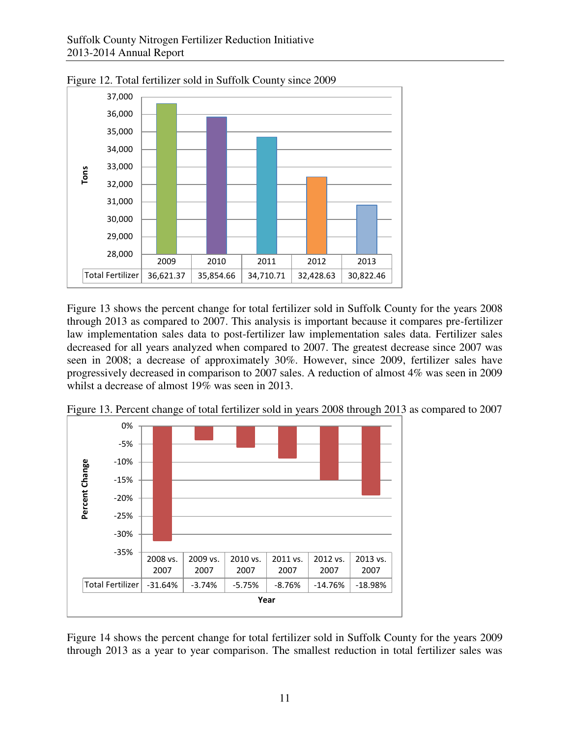Figure 12. Total fertilizer sold in Suffolk County since 2009

| | 2009 | 2010 | 2011 | 2012 | 2013 |
|---|---|---|---|---|---|
| Total Fertilizer | 36,621.37 | 35,854.66 | 34,710.71 | 32,428.63 | 30,822.46 |

Figure 13 shows the percent change for total fertilizer sold in Suffolk County for the years 2008 through 2013 as compared to 2007. This analysis is important because it compares pre-fertilizer law implementation sales data to post-fertilizer law implementation sales data. Fertilizer sales decreased for all years analyzed when compared to 2007. The greatest decrease since 2007 was seen in 2008; a decrease of approximately 30%. However, since 2009, fertilizer sales have progressively decreased in comparison to 2007 sales. A reduction of almost 4% was seen in 2009 whilst a decrease of almost 19% was seen in 2013.

Figure 13. Percent change of total fertilizer sold in years 2008 through 2013 as compared to 2007

| | 2008 vs. 2007 | 2009 vs. 2007 | 2010 vs. 2007 | 2011 vs. 2007 | 2012 vs. 2007 | 2013 vs. 2007 |
|---|---|---|---|---|---|---|
| Total Fertilizer | -31.64% | -3.74% | -5.75% | -8.76% | -14.76% | -18.98% |

Figure 14 shows the percent change for total fertilizer sold in Suffolk County for the years 2009 through 2013 as a year to year comparison. The smallest reduction in total fertilizer sales was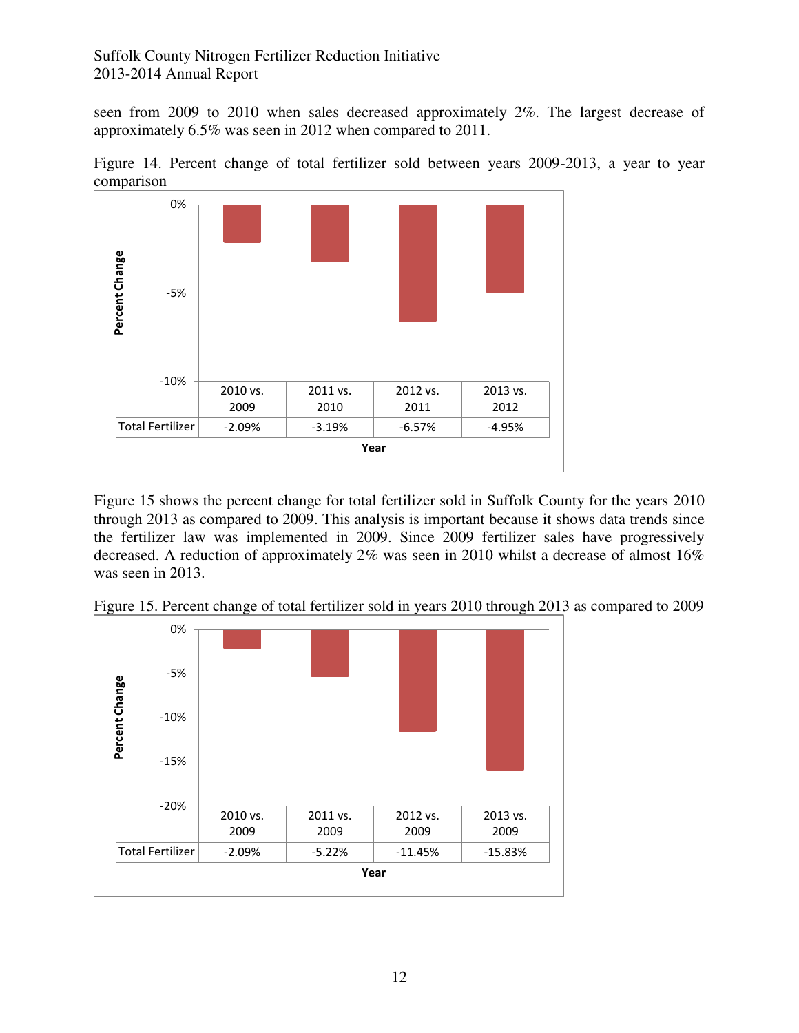seen from 2009 to 2010 when sales decreased approximately 2%. The largest decrease of approximately 6.5% was seen in 2012 when compared to 2011.

Figure 14. Percent change of total fertilizer sold between years 2009-2013, a year to year comparison

| | 2010 vs. 2009 | 2011 vs. 2010 | 2012 vs. 2011 | 2013 vs. 2012 |
|---|---|---|---|---|
| Total Fertilizer | -2.09% | -3.19% | -6.57% | -4.95% |

Figure 15 shows the percent change for total fertilizer sold in Suffolk County for the years 2010 through 2013 as compared to 2009. This analysis is important because it shows data trends since the fertilizer law was implemented in 2009. Since 2009 fertilizer sales have progressively decreased. A reduction of approximately 2% was seen in 2010 whilst a decrease of almost 16% was seen in 2013.

Figure 15. Percent change of total fertilizer sold in years 2010 through 2013 as compared to 2009

| | 2010 vs. 2009 | 2011 vs. 2009 | 2012 vs. 2009 | 2013 vs. 2009 |
|---|---|---|---|---|
| Total Fertilizer | -2.09% | -5.22% | -11.45% | -15.83% |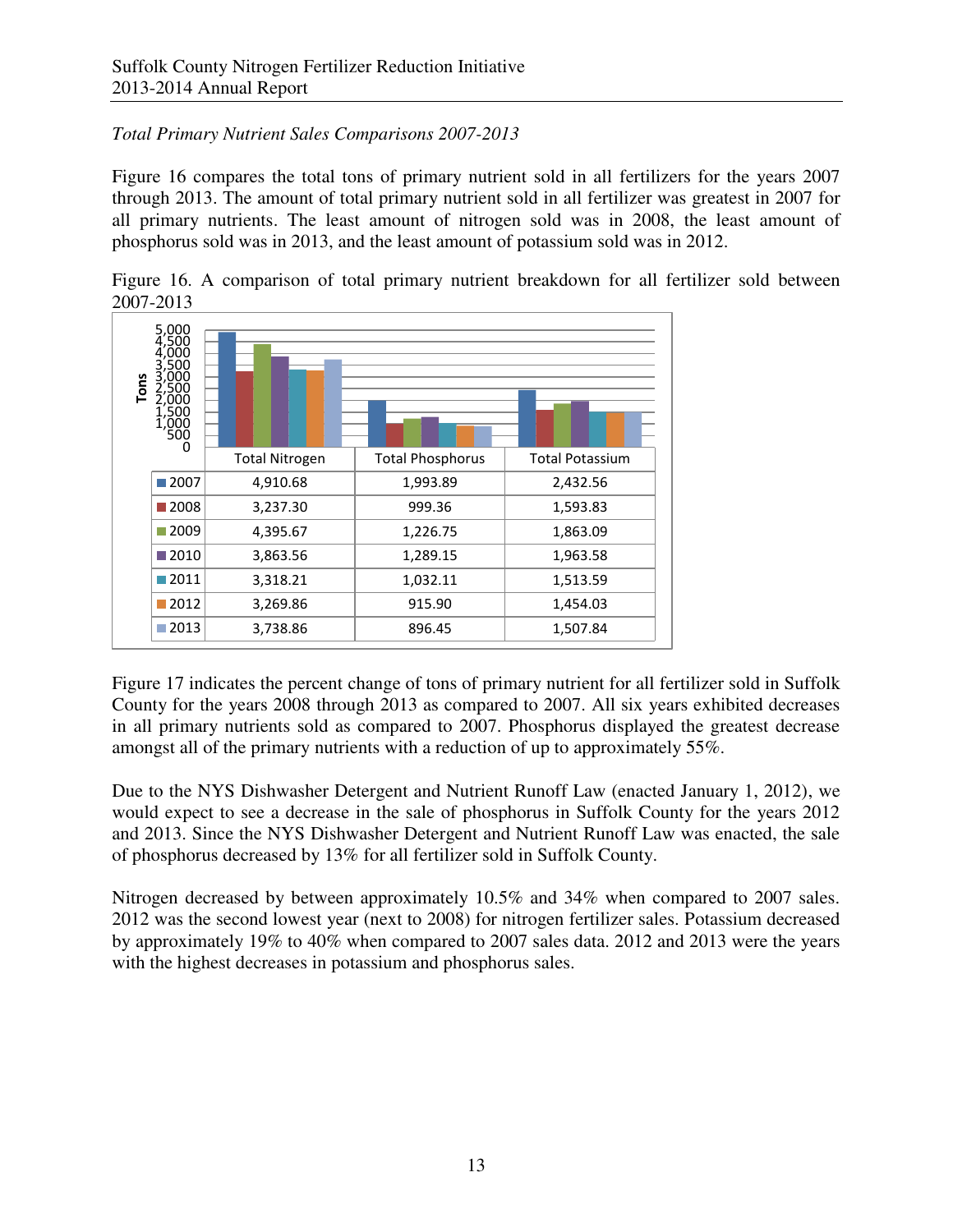*Total Primary Nutrient Sales Comparisons 2007-2013*

Figure 16 compares the total tons of primary nutrient sold in all fertilizers for the years 2007 through 2013. The amount of total primary nutrient sold in all fertilizer was greatest in 2007 for all primary nutrients. The least amount of nitrogen sold was in 2008, the least amount of phosphorus sold was in 2013, and the least amount of potassium sold was in 2012.

Figure 16. A comparison of total primary nutrient breakdown for all fertilizer sold between 2007-2013

| | Total Nitrogen | Total Phosphorus | Total Potassium |
|---|---|---|---|
| 2007 | 4,910.68 | 1,993.89 | 2,432.56 |
| 2008 | 3,237.30 | 999.36 | 1,593.83 |
| 2009 | 4,395.67 | 1,226.75 | 1,863.09 |
| 2010 | 3,863.56 | 1,289.15 | 1,963.58 |
| 2011 | 3,318.21 | 1,032.11 | 1,513.59 |
| 2012 | 3,269.86 | 915.90 | 1,454.03 |
| 2013 | 3,738.86 | 896.45 | 1,507.84 |

Figure 17 indicates the percent change of tons of primary nutrient for all fertilizer sold in Suffolk County for the years 2008 through 2013 as compared to 2007. All six years exhibited decreases in all primary nutrients sold as compared to 2007. Phosphorus displayed the greatest decrease amongst all of the primary nutrients with a reduction of up to approximately 55%.

Due to the NYS Dishwasher Detergent and Nutrient Runoff Law (enacted January 1, 2012), we would expect to see a decrease in the sale of phosphorus in Suffolk County for the years 2012 and 2013. Since the NYS Dishwasher Detergent and Nutrient Runoff Law was enacted, the sale of phosphorus decreased by 13% for all fertilizer sold in Suffolk County.

Nitrogen decreased by between approximately 10.5% and 34% when compared to 2007 sales. 2012 was the second lowest year (next to 2008) for nitrogen fertilizer sales. Potassium decreased by approximately 19% to 40% when compared to 2007 sales data. 2012 and 2013 were the years with the highest decreases in potassium and phosphorus sales.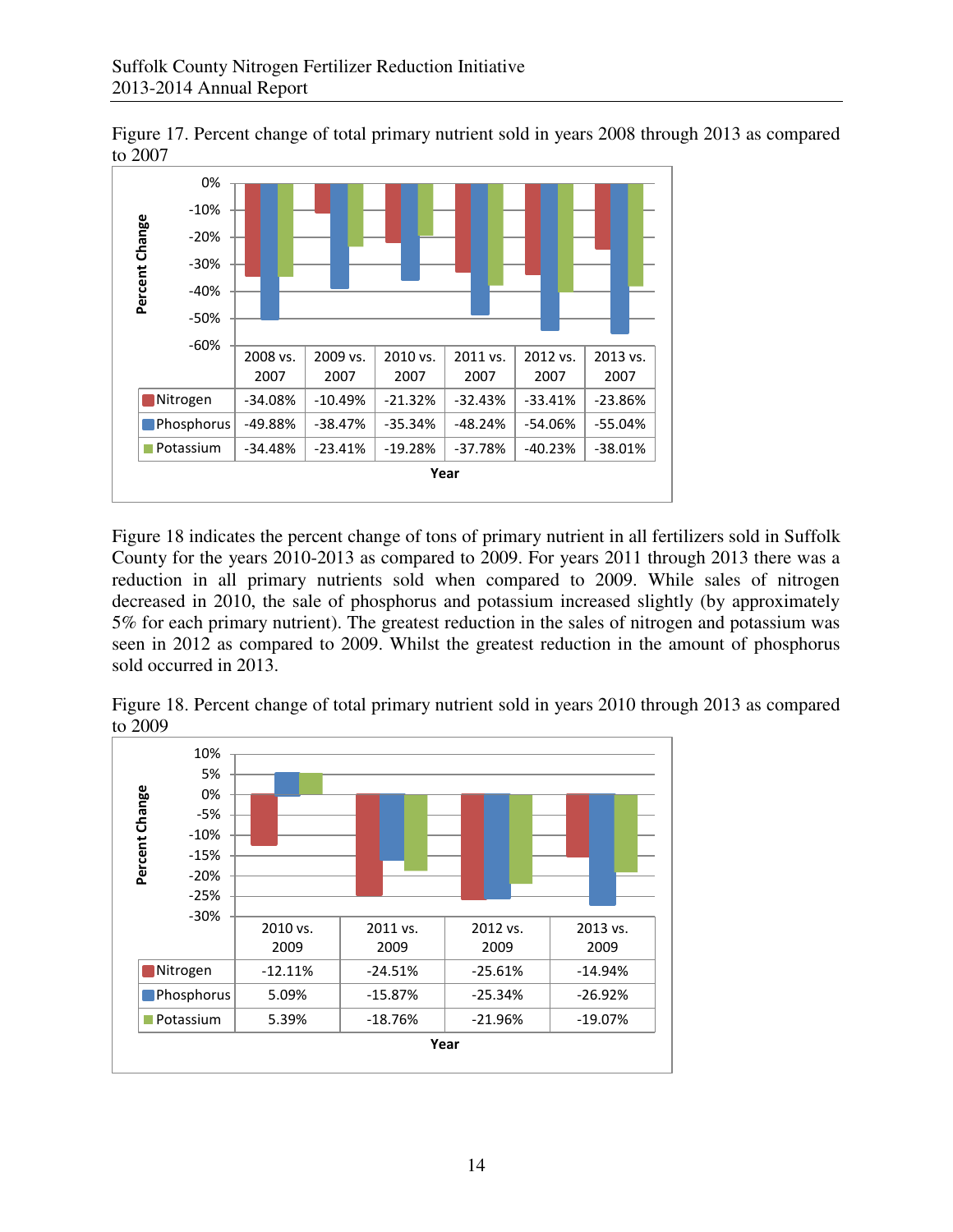Figure 17. Percent change of total primary nutrient sold in years 2008 through 2013 as compared to 2007

| | 2008 vs. 2007 | 2009 vs. 2007 | 2010 vs. 2007 | 2011 vs. 2007 | 2012 vs. 2007 | 2013 vs. 2007 |
|---|---|---|---|---|---|---|
| Nitrogen | -34.08% | -10.49% | -21.32% | -32.43% | -33.41% | -23.86% |
| Phosphorus | -49.88% | -38.47% | -35.34% | -48.24% | -54.06% | -55.04% |
| Potassium | -34.48% | -23.41% | -19.28% | -37.78% | -40.23% | -38.01% |

Figure 18 indicates the percent change of tons of primary nutrient in all fertilizers sold in Suffolk County for the years 2010-2013 as compared to 2009. For years 2011 through 2013 there was a reduction in all primary nutrients sold when compared to 2009. While sales of nitrogen decreased in 2010, the sale of phosphorus and potassium increased slightly (by approximately 5% for each primary nutrient). The greatest reduction in the sales of nitrogen and potassium was seen in 2012 as compared to 2009. Whilst the greatest reduction in the amount of phosphorus sold occurred in 2013.

Figure 18. Percent change of total primary nutrient sold in years 2010 through 2013 as compared to 2009

| | 2010 vs. 2009 | 2011 vs. 2009 | 2012 vs. 2009 | 2013 vs. 2009 |
|---|---|---|---|---|
| Nitrogen | -12.11% | -24.51% | -25.61% | -14.94% |
| Phosphorus | 5.09% | -15.87% | -25.34% | -26.92% |
| Potassium | 5.39% | -18.76% | -21.96% | -19.07% |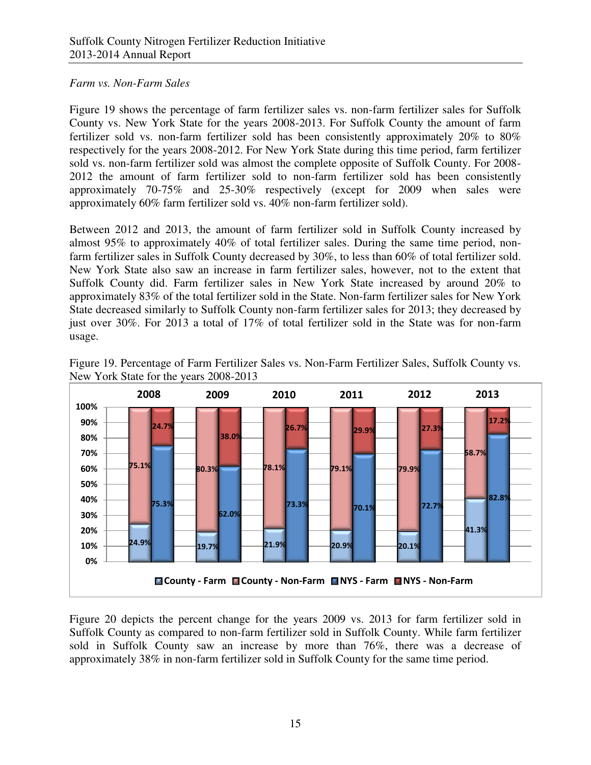*Farm vs. Non-Farm Sales*

Figure 19 shows the percentage of farm fertilizer sales vs. non-farm fertilizer sales for Suffolk County vs. New York State for the years 2008-2013. For Suffolk County the amount of farm fertilizer sold vs. non-farm fertilizer sold has been consistently approximately 20% to 80% respectively for the years 2008-2012. For New York State during this time period, farm fertilizer sold vs. non-farm fertilizer sold was almost the complete opposite of Suffolk County. For 2008-2012 the amount of farm fertilizer sold to non-farm fertilizer sold has been consistently approximately 70-75% and 25-30% respectively (except for 2009 when sales were approximately 60% farm fertilizer sold vs. 40% non-farm fertilizer sold).

Between 2012 and 2013, the amount of farm fertilizer sold in Suffolk County increased by almost 95% to approximately 40% of total fertilizer sales. During the same time period, non-farm fertilizer sales in Suffolk County decreased by 30%, to less than 60% of total fertilizer sold. New York State also saw an increase in farm fertilizer sales, however, not to the extent that Suffolk County did. Farm fertilizer sales in New York State increased by around 20% to approximately 83% of the total fertilizer sold in the State. Non-farm fertilizer sales for New York State decreased similarly to Suffolk County non-farm fertilizer sales for 2013; they decreased by just over 30%. For 2013 a total of 17% of total fertilizer sold in the State was for non-farm usage.

Figure 19. Percentage of Farm Fertilizer Sales vs. Non-Farm Fertilizer Sales, Suffolk County vs. New York State for the years 2008-2013

| Year | County - Farm | County - Non-Farm | NYS - Farm | NYS - Non-Farm |
|---|---|---|---|---|
| 2008 | 24.9% | 75.1% | 75.3% | 24.7% |
| 2009 | 19.7% | 80.3% | 62.0% | 38.0% |
| 2010 | 21.9% | 78.1% | 73.3% | 26.7% |
| 2011 | 20.9% | 79.1% | 70.1% | 29.9% |
| 2012 | 20.1% | 79.9% | 72.7% | 27.3% |
| 2013 | 41.3% | 58.7% | 82.8% | 17.2% |

Figure 20 depicts the percent change for the years 2009 vs. 2013 for farm fertilizer sold in Suffolk County as compared to non-farm fertilizer sold in Suffolk County. While farm fertilizer sold in Suffolk County saw an increase by more than 76%, there was a decrease of approximately 38% in non-farm fertilizer sold in Suffolk County for the same time period.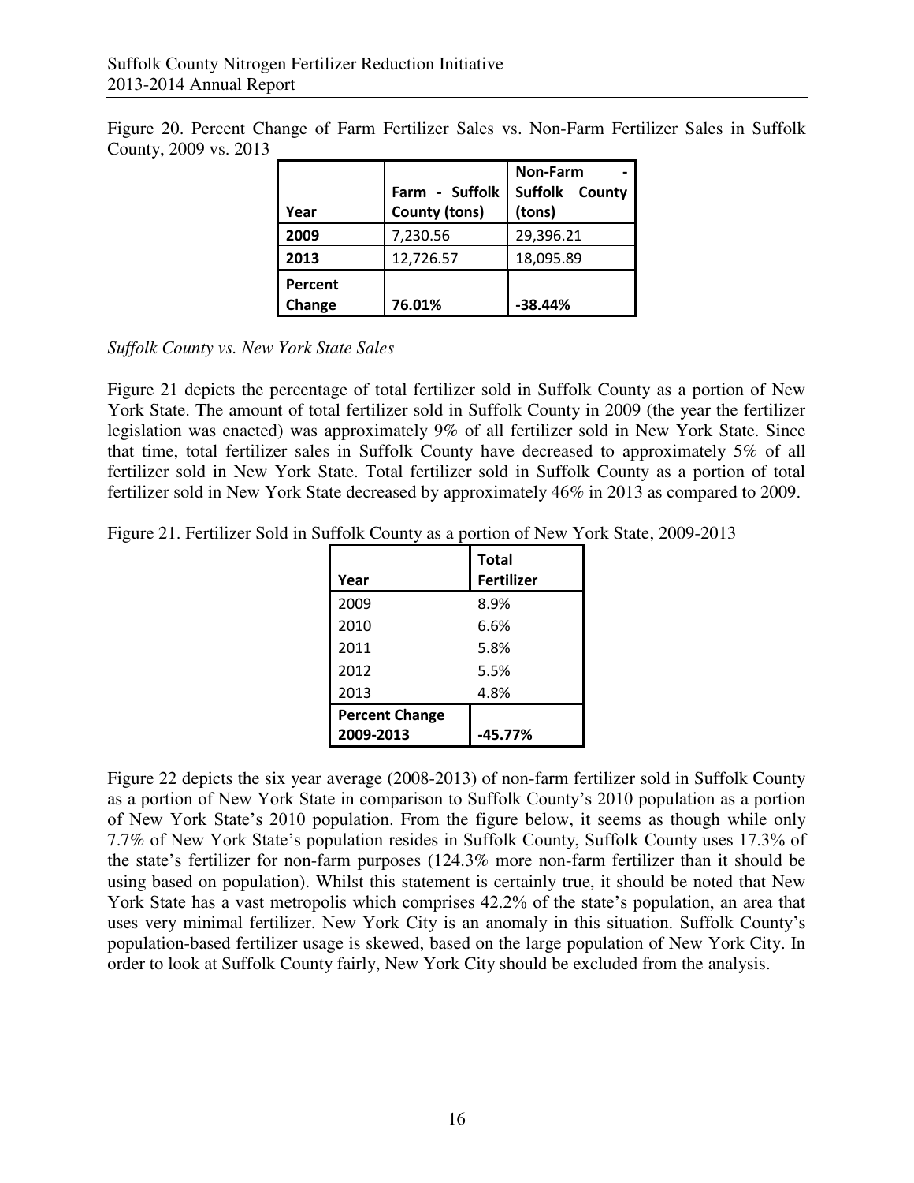Figure 20. Percent Change of Farm Fertilizer Sales vs. Non-Farm Fertilizer Sales in Suffolk County, 2009 vs. 2013

| Year | Farm - Suffolk County (tons) | Non-Farm - Suffolk County (tons) |
|---|---|---|
| **2009** | 7,230.56 | 29,396.21 |
| **2013** | 12,726.57 | 18,095.89 |
| **Percent Change** | **76.01%** | **-38.44%** |

*Suffolk County vs. New York State Sales*

Figure 21 depicts the percentage of total fertilizer sold in Suffolk County as a portion of New York State. The amount of total fertilizer sold in Suffolk County in 2009 (the year the fertilizer legislation was enacted) was approximately 9% of all fertilizer sold in New York State. Since that time, total fertilizer sales in Suffolk County have decreased to approximately 5% of all fertilizer sold in New York State. Total fertilizer sold in Suffolk County as a portion of total fertilizer sold in New York State decreased by approximately 46% in 2013 as compared to 2009.

Figure 21. Fertilizer Sold in Suffolk County as a portion of New York State, 2009-2013

| Year | Total Fertilizer |
|---|---|
| 2009 | 8.9% |
| 2010 | 6.6% |
| 2011 | 5.8% |
| 2012 | 5.5% |
| 2013 | 4.8% |
| **Percent Change 2009-2013** | **-45.77%** |

Figure 22 depicts the six year average (2008-2013) of non-farm fertilizer sold in Suffolk County as a portion of New York State in comparison to Suffolk County's 2010 population as a portion of New York State's 2010 population. From the figure below, it seems as though while only 7.7% of New York State's population resides in Suffolk County, Suffolk County uses 17.3% of the state's fertilizer for non-farm purposes (124.3% more non-farm fertilizer than it should be using based on population). Whilst this statement is certainly true, it should be noted that New York State has a vast metropolis which comprises 42.2% of the state's population, an area that uses very minimal fertilizer. New York City is an anomaly in this situation. Suffolk County's population-based fertilizer usage is skewed, based on the large population of New York City. In order to look at Suffolk County fairly, New York City should be excluded from the analysis.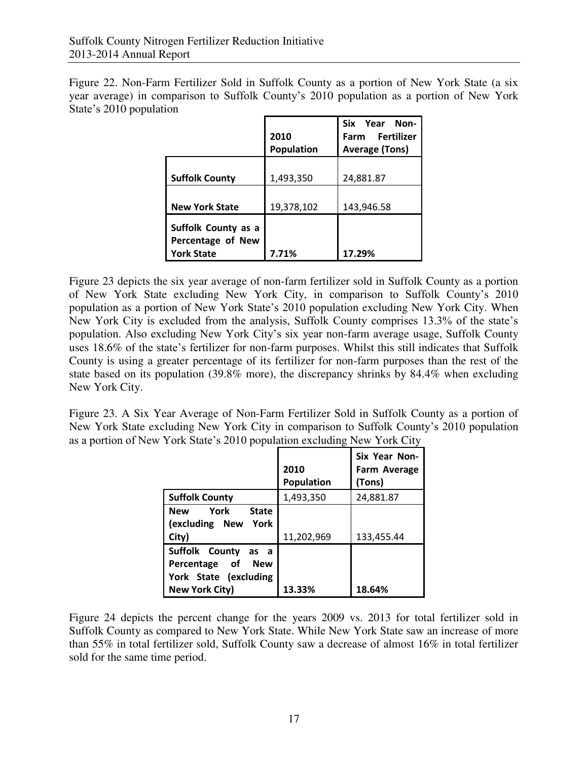Figure 22. Non-Farm Fertilizer Sold in Suffolk County as a portion of New York State (a six year average) in comparison to Suffolk County's 2010 population as a portion of New York State's 2010 population

| | 2010 Population | Six Year Non-Farm Fertilizer Average (Tons) |
|---|---|---|
| **Suffolk County** | 1,493,350 | 24,881.87 |
| **New York State** | 19,378,102 | 143,946.58 |
| **Suffolk County as a Percentage of New York State** | **7.71%** | **17.29%** |

Figure 23 depicts the six year average of non-farm fertilizer sold in Suffolk County as a portion of New York State excluding New York City, in comparison to Suffolk County's 2010 population as a portion of New York State's 2010 population excluding New York City. When New York City is excluded from the analysis, Suffolk County comprises 13.3% of the state's population. Also excluding New York City's six year non-farm average usage, Suffolk County uses 18.6% of the state's fertilizer for non-farm purposes. Whilst this still indicates that Suffolk County is using a greater percentage of its fertilizer for non-farm purposes than the rest of the state based on its population (39.8% more), the discrepancy shrinks by 84.4% when excluding New York City.

Figure 23. A Six Year Average of Non-Farm Fertilizer Sold in Suffolk County as a portion of New York State excluding New York City in comparison to Suffolk County's 2010 population as a portion of New York State's 2010 population excluding New York City

| | 2010 Population | Six Year Non-Farm Average (Tons) |
|---|---|---|
| **Suffolk County** | 1,493,350 | 24,881.87 |
| **New York State (excluding New York City)** | 11,202,969 | 133,455.44 |
| **Suffolk County as a Percentage of New York State (excluding New York City)** | **13.33%** | **18.64%** |

Figure 24 depicts the percent change for the years 2009 vs. 2013 for total fertilizer sold in Suffolk County as compared to New York State. While New York State saw an increase of more than 55% in total fertilizer sold, Suffolk County saw a decrease of almost 16% in total fertilizer sold for the same time period.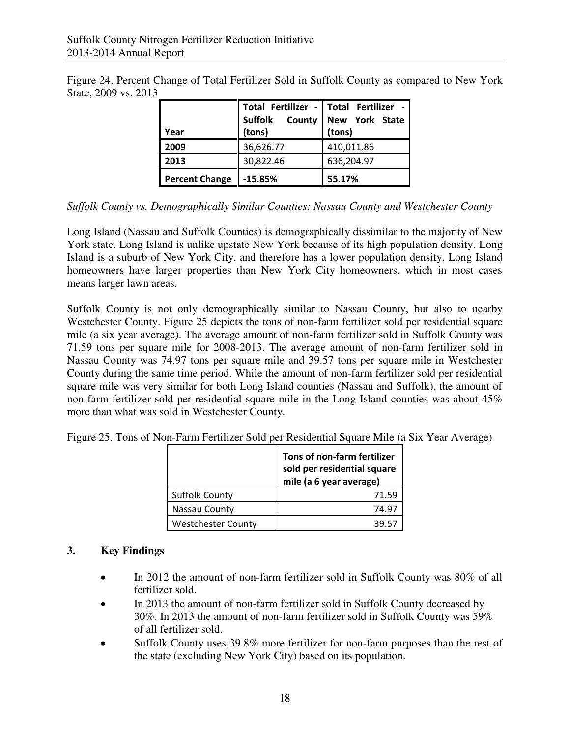Figure 24. Percent Change of Total Fertilizer Sold in Suffolk County as compared to New York State, 2009 vs. 2013

| Year | Total Fertilizer - Suffolk County (tons) | Total Fertilizer - New York State (tons) |
|---|---|---|
| **2009** | 36,626.77 | 410,011.86 |
| **2013** | 30,822.46 | 636,204.97 |
| **Percent Change** | **-15.85%** | **55.17%** |

*Suffolk County vs. Demographically Similar Counties: Nassau County and Westchester County*

Long Island (Nassau and Suffolk Counties) is demographically dissimilar to the majority of New York state. Long Island is unlike upstate New York because of its high population density. Long Island is a suburb of New York City, and therefore has a lower population density. Long Island homeowners have larger properties than New York City homeowners, which in most cases means larger lawn areas.

Suffolk County is not only demographically similar to Nassau County, but also to nearby Westchester County. Figure 25 depicts the tons of non-farm fertilizer sold per residential square mile (a six year average). The average amount of non-farm fertilizer sold in Suffolk County was 71.59 tons per square mile for 2008-2013. The average amount of non-farm fertilizer sold in Nassau County was 74.97 tons per square mile and 39.57 tons per square mile in Westchester County during the same time period. While the amount of non-farm fertilizer sold per residential square mile was very similar for both Long Island counties (Nassau and Suffolk), the amount of non-farm fertilizer sold per residential square mile in the Long Island counties was about 45% more than what was sold in Westchester County.

Figure 25. Tons of Non-Farm Fertilizer Sold per Residential Square Mile (a Six Year Average)

| | Tons of non-farm fertilizer sold per residential square mile (a 6 year average) |
|---|---|
| Suffolk County | 71.59 |
| Nassau County | 74.97 |
| Westchester County | 39.57 |

## 3. Key Findings

- In 2012 the amount of non-farm fertilizer sold in Suffolk County was 80% of all fertilizer sold.
- In 2013 the amount of non-farm fertilizer sold in Suffolk County decreased by 30%. In 2013 the amount of non-farm fertilizer sold in Suffolk County was 59% of all fertilizer sold.
- Suffolk County uses 39.8% more fertilizer for non-farm purposes than the rest of the state (excluding New York City) based on its population.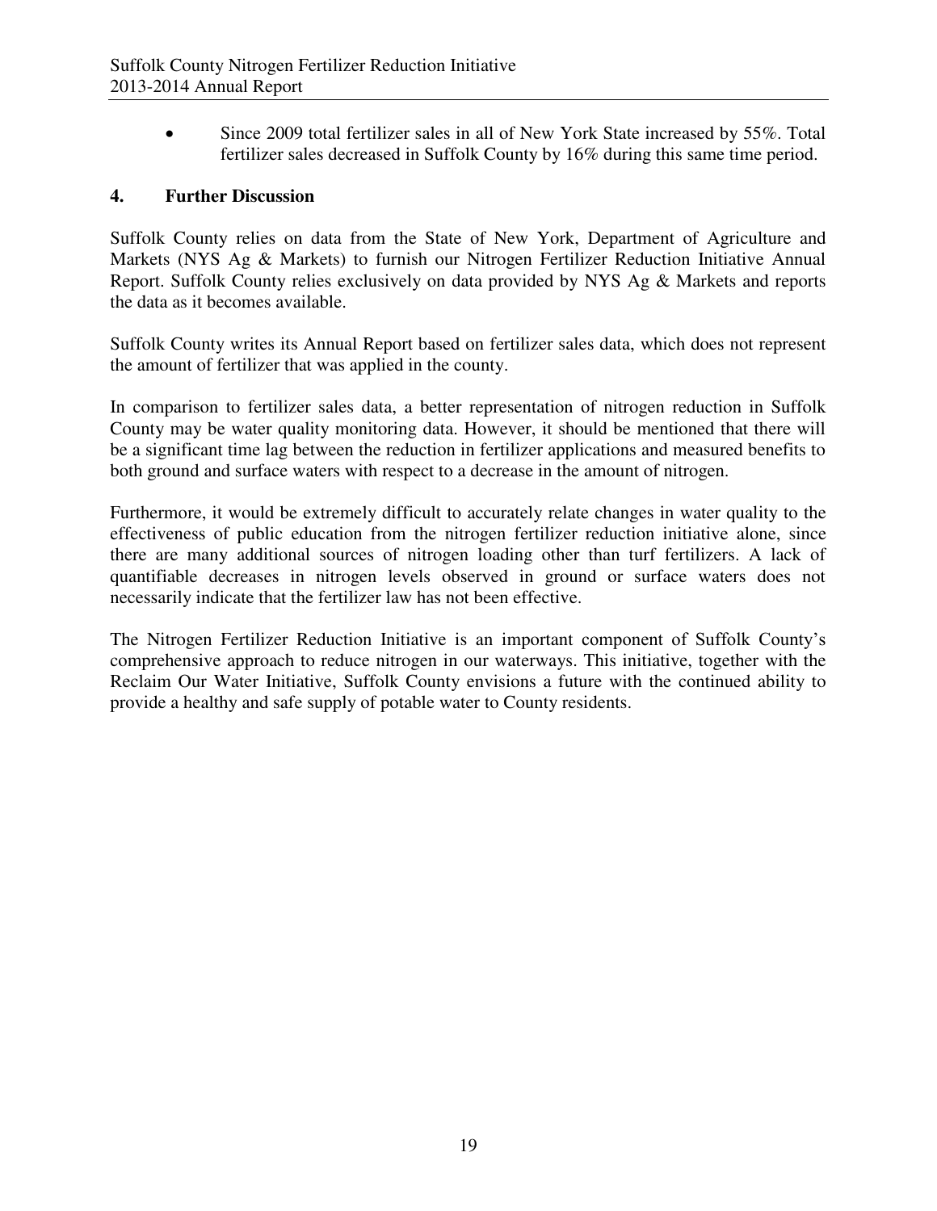- Since 2009 total fertilizer sales in all of New York State increased by 55%. Total fertilizer sales decreased in Suffolk County by 16% during this same time period.

## 4. Further Discussion

Suffolk County relies on data from the State of New York, Department of Agriculture and Markets (NYS Ag & Markets) to furnish our Nitrogen Fertilizer Reduction Initiative Annual Report. Suffolk County relies exclusively on data provided by NYS Ag & Markets and reports the data as it becomes available.

Suffolk County writes its Annual Report based on fertilizer sales data, which does not represent the amount of fertilizer that was applied in the county.

In comparison to fertilizer sales data, a better representation of nitrogen reduction in Suffolk County may be water quality monitoring data. However, it should be mentioned that there will be a significant time lag between the reduction in fertilizer applications and measured benefits to both ground and surface waters with respect to a decrease in the amount of nitrogen.

Furthermore, it would be extremely difficult to accurately relate changes in water quality to the effectiveness of public education from the nitrogen fertilizer reduction initiative alone, since there are many additional sources of nitrogen loading other than turf fertilizers. A lack of quantifiable decreases in nitrogen levels observed in ground or surface waters does not necessarily indicate that the fertilizer law has not been effective.

The Nitrogen Fertilizer Reduction Initiative is an important component of Suffolk County's comprehensive approach to reduce nitrogen in our waterways. This initiative, together with the Reclaim Our Water Initiative, Suffolk County envisions a future with the continued ability to provide a healthy and safe supply of potable water to County residents.